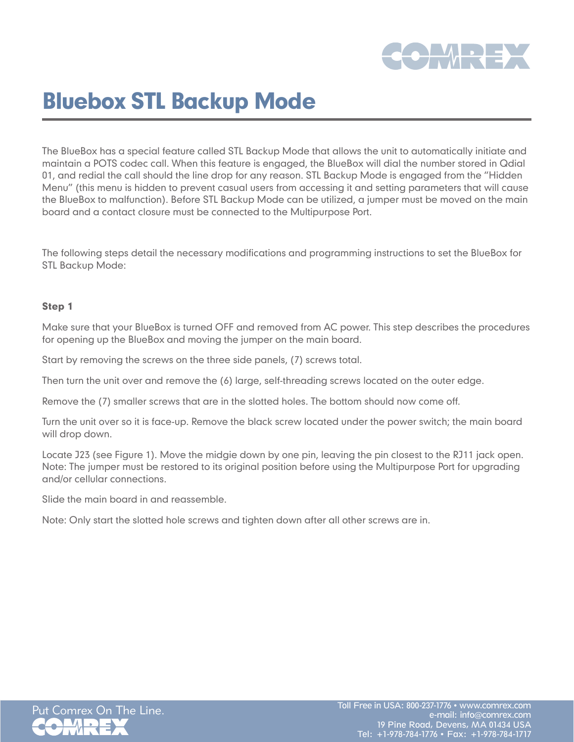# Bluebox STL Backup Mode

The BlueBox has a special feature called STL Backup Mode that allows the unit to automatically initiate and maintain a POTS codec call. When this feature is engaged, the BlueBox will dial the number stored in Qdial 01, and redial the call should the line drop for any reason. STL Backup Mode is engaged from the “Hidden Menu” (this menu is hidden to prevent casual users from accessing it and setting parameters that will cause the BlueBox to malfunction). Before STL Backup Mode can be utilized, a jumper must be moved on the main board and a contact closure must be connected to the Multipurpose Port.

The following steps detail the necessary modifications and programming instructions to set the BlueBox for STL Backup Mode:

**Step 1**

Make sure that your BlueBox is turned OFF and removed from AC power. This step describes the procedures for opening up the BlueBox and moving the jumper on the main board.

Start by removing the screws on the three side panels, (7) screws total.

Then turn the unit over and remove the (6) large, self-threading screws located on the outer edge.

Remove the (7) smaller screws that are in the slotted holes. The bottom should now come off.

Turn the unit over so it is face-up. Remove the black screw located under the power switch; the main board will drop down.

Locate J23 (see Figure 1). Move the midgie down by one pin, leaving the pin closest to the RJ11 jack open. Note: The jumper must be restored to its original position before using the Multipurpose Port for upgrading and/or cellular connections.

Slide the main board in and reassemble.

Note: Only start the slotted hole screws and tighten down after all other screws are in.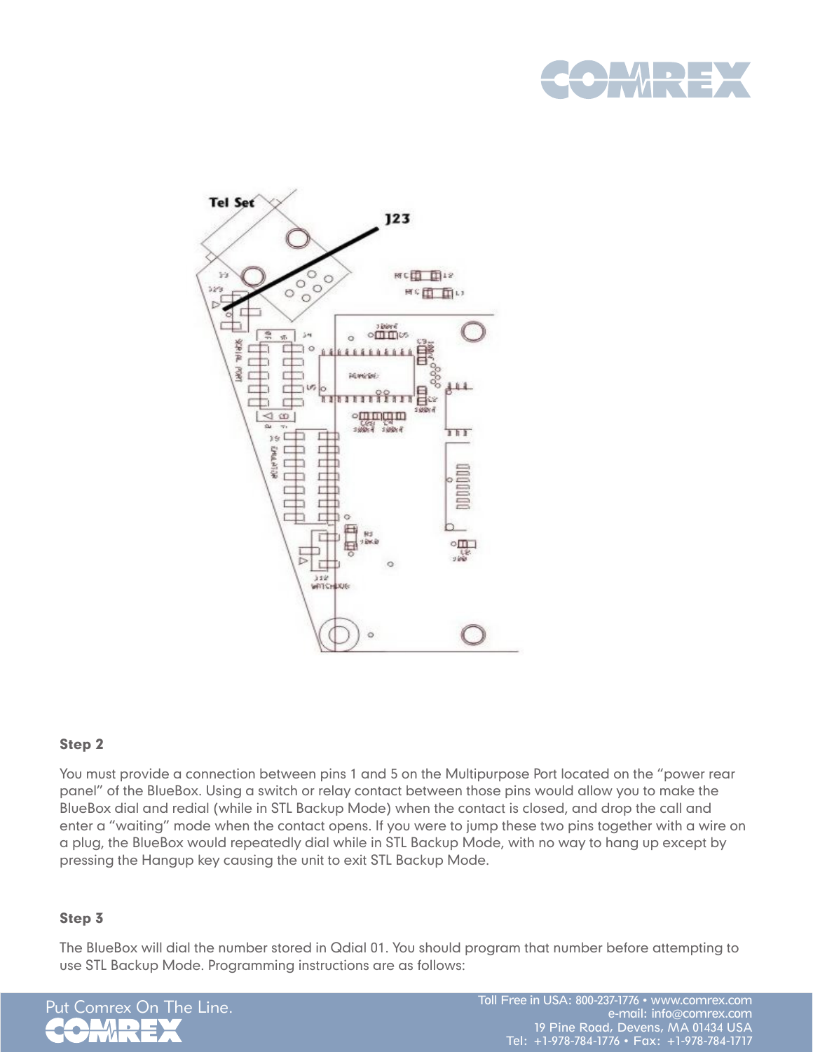### Step 2

You must provide a connection between pins 1 and 5 on the Multipurpose Port located on the "power rear panel" of the BlueBox. Using a switch or relay contact between those pins would allow you to make the BlueBox dial and redial (while in STL Backup Mode) when the contact is closed, and drop the call and enter a "waiting" mode when the contact opens. If you were to jump these two pins together with a wire on a plug, the BlueBox would repeatedly dial while in STL Backup Mode, with no way to hang up except by pressing the Hangup key causing the unit to exit STL Backup Mode.

### Step 3

The BlueBox will dial the number stored in Qdial 01. You should program that number before attempting to use STL Backup Mode. Programming instructions are as follows: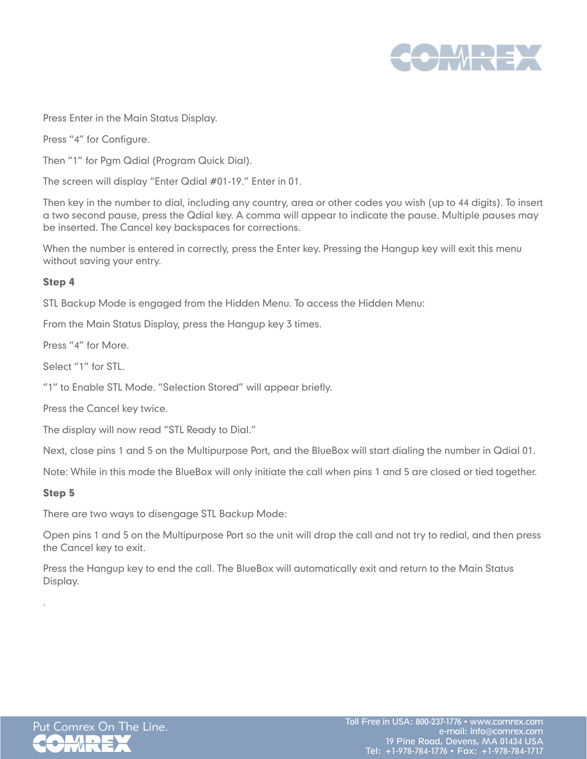Press Enter in the Main Status Display.

Press “4” for Configure.

Then “1” for Pgm Qdial (Program Quick Dial).

The screen will display “Enter Qdial #01-19.” Enter in 01.

Then key in the number to dial, including any country, area or other codes you wish (up to 44 digits). To insert a two second pause, press the Qdial key. A comma will appear to indicate the pause. Multiple pauses may be inserted. The Cancel key backspaces for corrections.

When the number is entered in correctly, press the Enter key. Pressing the Hangup key will exit this menu without saving your entry.

**Step 4**

STL Backup Mode is engaged from the Hidden Menu. To access the Hidden Menu:

From the Main Status Display, press the Hangup key 3 times.

Press “4” for More.

Select “1” for STL.

“1” to Enable STL Mode. “Selection Stored” will appear briefly.

Press the Cancel key twice.

The display will now read “STL Ready to Dial.”

Next, close pins 1 and 5 on the Multipurpose Port, and the BlueBox will start dialing the number in Qdial 01.

Note: While in this mode the BlueBox will only initiate the call when pins 1 and 5 are closed or tied together.

**Step 5**

There are two ways to disengage STL Backup Mode:

Open pins 1 and 5 on the Multipurpose Port so the unit will drop the call and not try to redial, and then press the Cancel key to exit.

Press the Hangup key to end the call. The BlueBox will automatically exit and return to the Main Status Display.

.